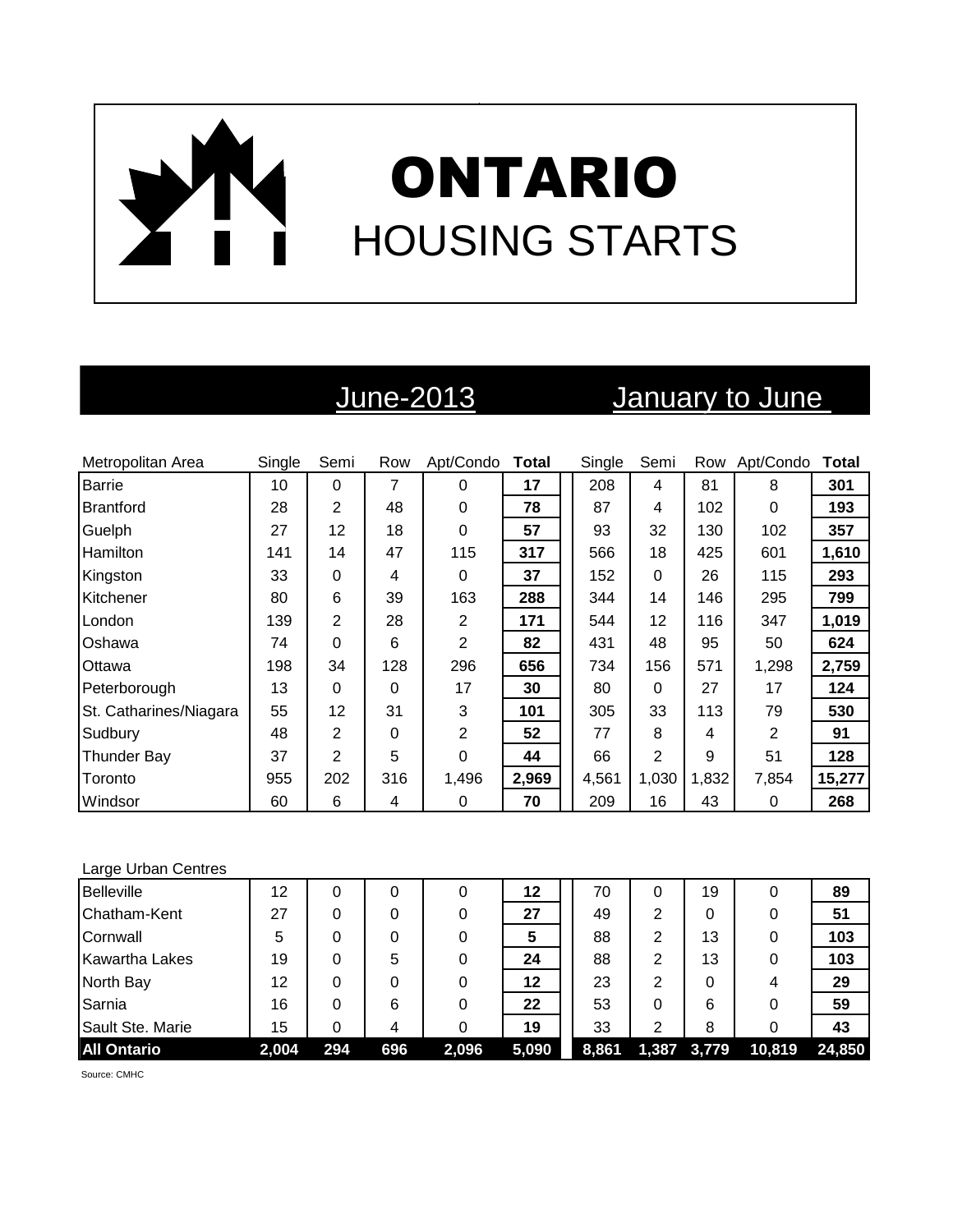# ONTARIO HOUSING STARTS

| | June-2013 | | | | | January to June | | | | |
|---|---|---|---|---|---|---|---|---|---|---|
| Metropolitan Area | Single | Semi | Row | Apt/Condo | **Total** | Single | Semi | Row | Apt/Condo | **Total** |
| Barrie | 10 | 0 | 7 | 0 | **17** | 208 | 4 | 81 | 8 | **301** |
| Brantford | 28 | 2 | 48 | 0 | **78** | 87 | 4 | 102 | 0 | **193** |
| Guelph | 27 | 12 | 18 | 0 | **57** | 93 | 32 | 130 | 102 | **357** |
| Hamilton | 141 | 14 | 47 | 115 | **317** | 566 | 18 | 425 | 601 | **1,610** |
| Kingston | 33 | 0 | 4 | 0 | **37** | 152 | 0 | 26 | 115 | **293** |
| Kitchener | 80 | 6 | 39 | 163 | **288** | 344 | 14 | 146 | 295 | **799** |
| London | 139 | 2 | 28 | 2 | **171** | 544 | 12 | 116 | 347 | **1,019** |
| Oshawa | 74 | 0 | 6 | 2 | **82** | 431 | 48 | 95 | 50 | **624** |
| Ottawa | 198 | 34 | 128 | 296 | **656** | 734 | 156 | 571 | 1,298 | **2,759** |
| Peterborough | 13 | 0 | 0 | 17 | **30** | 80 | 0 | 27 | 17 | **124** |
| St. Catharines/Niagara | 55 | 12 | 31 | 3 | **101** | 305 | 33 | 113 | 79 | **530** |
| Sudbury | 48 | 2 | 0 | 2 | **52** | 77 | 8 | 4 | 2 | **91** |
| Thunder Bay | 37 | 2 | 5 | 0 | **44** | 66 | 2 | 9 | 51 | **128** |
| Toronto | 955 | 202 | 316 | 1,496 | **2,969** | 4,561 | 1,030 | 1,832 | 7,854 | **15,277** |
| Windsor | 60 | 6 | 4 | 0 | **70** | 209 | 16 | 43 | 0 | **268** |
| Large Urban Centres | | | | | | | | | | |
| Belleville | 12 | 0 | 0 | 0 | **12** | 70 | 0 | 19 | 0 | **89** |
| Chatham-Kent | 27 | 0 | 0 | 0 | **27** | 49 | 2 | 0 | 0 | **51** |
| Cornwall | 5 | 0 | 0 | 0 | **5** | 88 | 2 | 13 | 0 | **103** |
| Kawartha Lakes | 19 | 0 | 5 | 0 | **24** | 88 | 2 | 13 | 0 | **103** |
| North Bay | 12 | 0 | 0 | 0 | **12** | 23 | 2 | 0 | 4 | **29** |
| Sarnia | 16 | 0 | 6 | 0 | **22** | 53 | 0 | 6 | 0 | **59** |
| Sault Ste. Marie | 15 | 0 | 4 | 0 | **19** | 33 | 2 | 8 | 0 | **43** |
| **All Ontario** | **2,004** | **294** | **696** | **2,096** | **5,090** | **8,861** | **1,387** | **3,779** | **10,819** | **24,850** |

Source: CMHC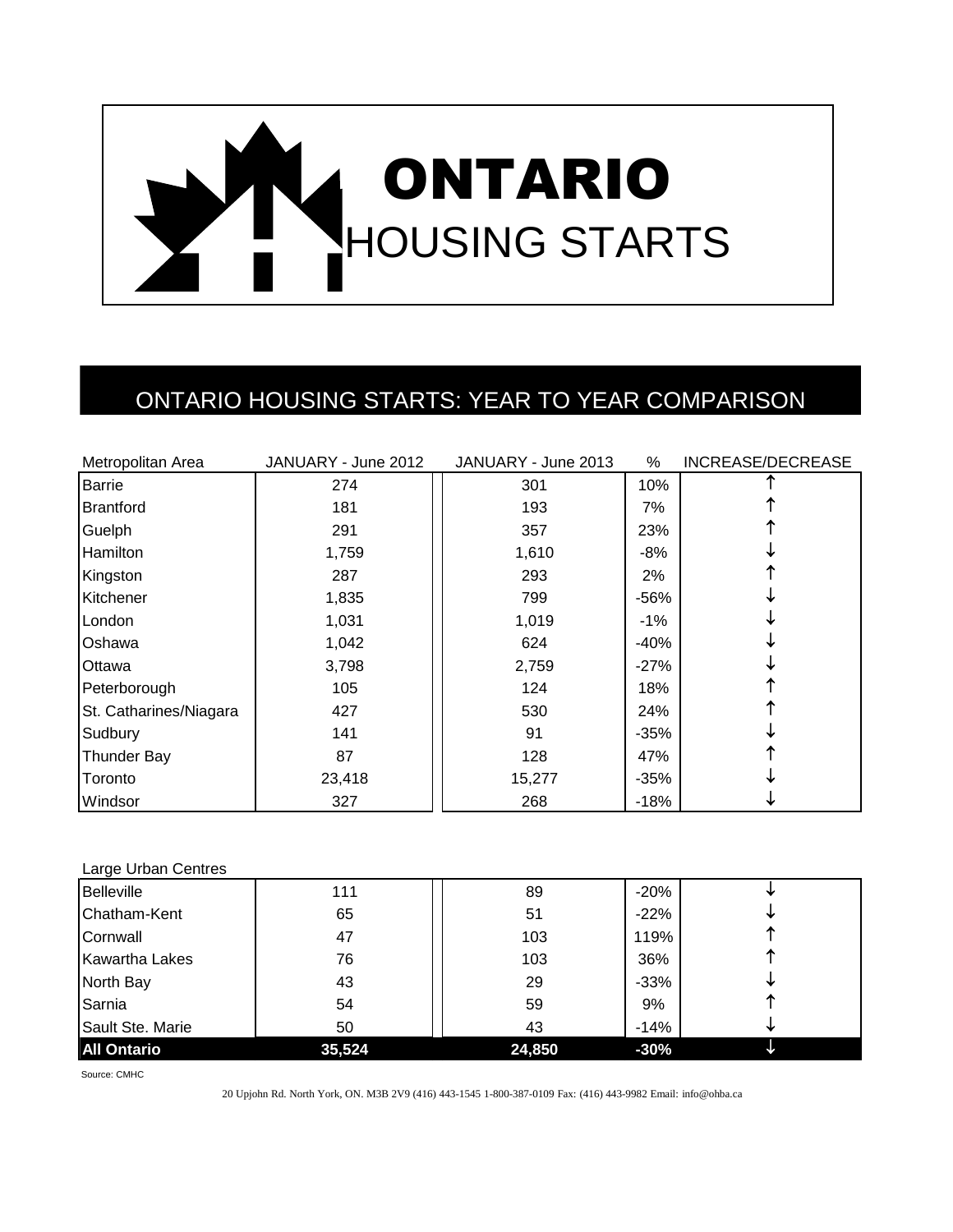# ONTARIO HOUSING STARTS

## ONTARIO HOUSING STARTS: YEAR TO YEAR COMPARISON

| Metropolitan Area | JANUARY - June 2012 | JANUARY - June 2013 | % | INCREASE/DECREASE |
|---|---|---|---|---|
| Barrie | 274 | 301 | 10% | ↑ |
| Brantford | 181 | 193 | 7% | ↑ |
| Guelph | 291 | 357 | 23% | ↑ |
| Hamilton | 1,759 | 1,610 | -8% | ↓ |
| Kingston | 287 | 293 | 2% | ↑ |
| Kitchener | 1,835 | 799 | -56% | ↓ |
| London | 1,031 | 1,019 | -1% | ↓ |
| Oshawa | 1,042 | 624 | -40% | ↓ |
| Ottawa | 3,798 | 2,759 | -27% | ↓ |
| Peterborough | 105 | 124 | 18% | ↑ |
| St. Catharines/Niagara | 427 | 530 | 24% | ↑ |
| Sudbury | 141 | 91 | -35% | ↓ |
| Thunder Bay | 87 | 128 | 47% | ↑ |
| Toronto | 23,418 | 15,277 | -35% | ↓ |
| Windsor | 327 | 268 | -18% | ↓ |
| Large Urban Centres | | | | |
| Belleville | 111 | 89 | -20% | ↓ |
| Chatham-Kent | 65 | 51 | -22% | ↓ |
| Cornwall | 47 | 103 | 119% | ↑ |
| Kawartha Lakes | 76 | 103 | 36% | ↑ |
| North Bay | 43 | 29 | -33% | ↓ |
| Sarnia | 54 | 59 | 9% | ↑ |
| Sault Ste. Marie | 50 | 43 | -14% | ↓ |
| **All Ontario** | **35,524** | **24,850** | **-30%** | ↓ |

Source: CMHC

20 Upjohn Rd. North York, ON. M3B 2V9 (416) 443-1545 1-800-387-0109 Fax: (416) 443-9982 Email: info@ohba.ca